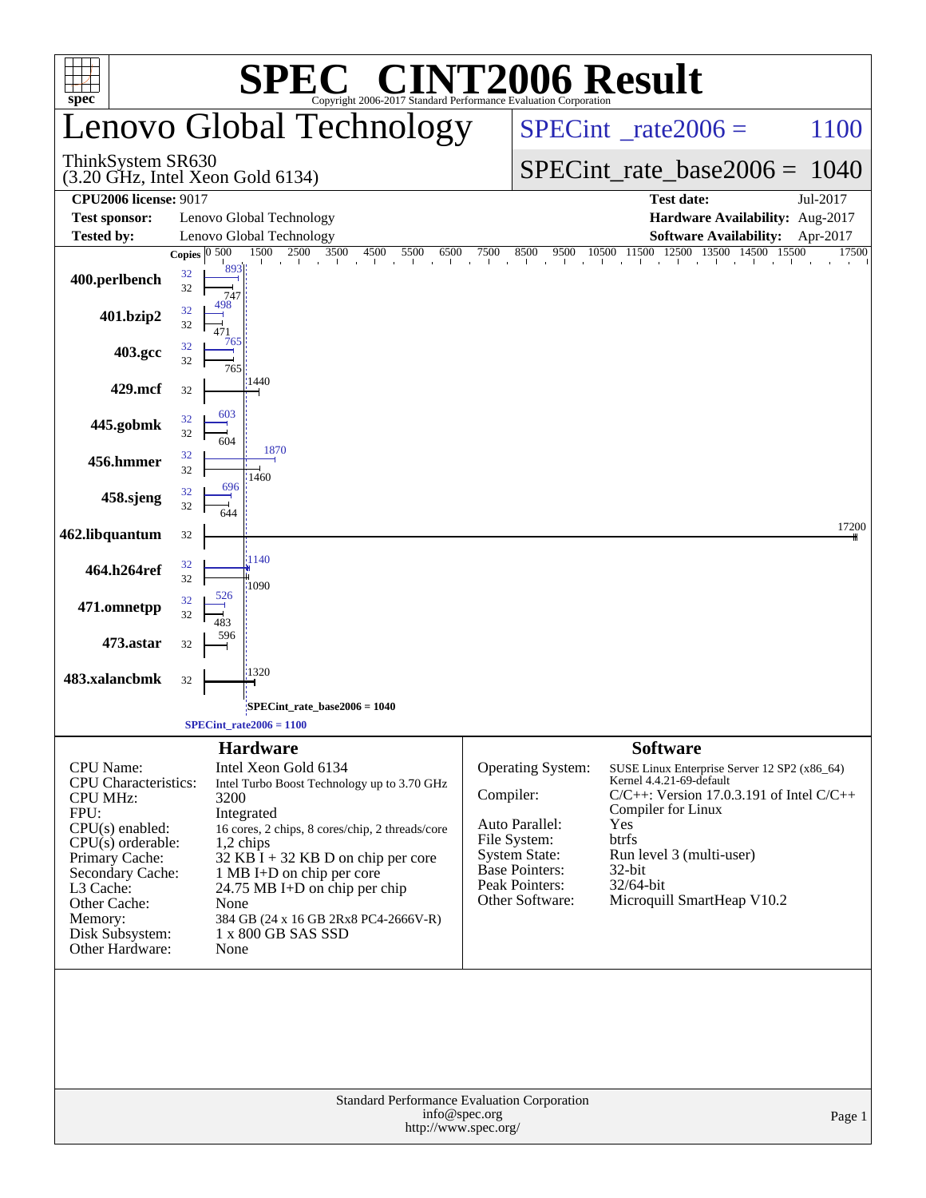# SPEC® CINT2006 Result

Copyright 2006-2017 Standard Performance Evaluation Corporation

## Lenovo Global Technology

ThinkSystem SR630
(3.20 GHz, Intel Xeon Gold 6134)

SPECint_rate2006 = 1100

SPECint_rate_base2006 = 1040

**CPU2006 license:** 9017
**Test sponsor:** Lenovo Global Technology
**Tested by:** Lenovo Global Technology

**Test date:** Jul-2017
**Hardware Availability:** Aug-2017
**Software Availability:** Apr-2017

| Benchmark | Copies (peak) | Peak | Copies (base) | Base |
|---|---|---|---|---|
| 400.perlbench | 32 | 893 | 32 | 747 |
| 401.bzip2 | 32 | 498 | 32 | 471 |
| 403.gcc | 32 | 765 | 32 | 765 |
| 429.mcf | | | 32 | 1440 |
| 445.gobmk | 32 | 603 | 32 | 604 |
| 456.hmmer | 32 | 1870 | 32 | 1460 |
| 458.sjeng | 32 | 696 | 32 | 644 |
| 462.libquantum | | | 32 | 17200 |
| 464.h264ref | 32 | 1140 | 32 | 1090 |
| 471.omnetpp | 32 | 526 | 32 | 483 |
| 473.astar | | | 32 | 596 |
| 483.xalancbmk | | | 32 | 1320 |

SPECint_rate_base2006 = 1040
SPECint_rate2006 = 1100

## Hardware

| | |
|---|---|
| CPU Name: | Intel Xeon Gold 6134 |
| CPU Characteristics: | Intel Turbo Boost Technology up to 3.70 GHz |
| CPU MHz: | 3200 |
| FPU: | Integrated |
| CPU(s) enabled: | 16 cores, 2 chips, 8 cores/chip, 2 threads/core |
| CPU(s) orderable: | 1,2 chips |
| Primary Cache: | 32 KB I + 32 KB D on chip per core |
| Secondary Cache: | 1 MB I+D on chip per core |
| L3 Cache: | 24.75 MB I+D on chip per chip |
| Other Cache: | None |
| Memory: | 384 GB (24 x 16 GB 2Rx8 PC4-2666V-R) |
| Disk Subsystem: | 1 x 800 GB SAS SSD |
| Other Hardware: | None |

## Software

| | |
|---|---|
| Operating System: | SUSE Linux Enterprise Server 12 SP2 (x86_64) Kernel 4.4.21-69-default |
| Compiler: | C/C++: Version 17.0.3.191 of Intel C/C++ Compiler for Linux |
| Auto Parallel: | Yes |
| File System: | btrfs |
| System State: | Run level 3 (multi-user) |
| Base Pointers: | 32-bit |
| Peak Pointers: | 32/64-bit |
| Other Software: | Microquill SmartHeap V10.2 |

Standard Performance Evaluation Corporation
info@spec.org
http://www.spec.org/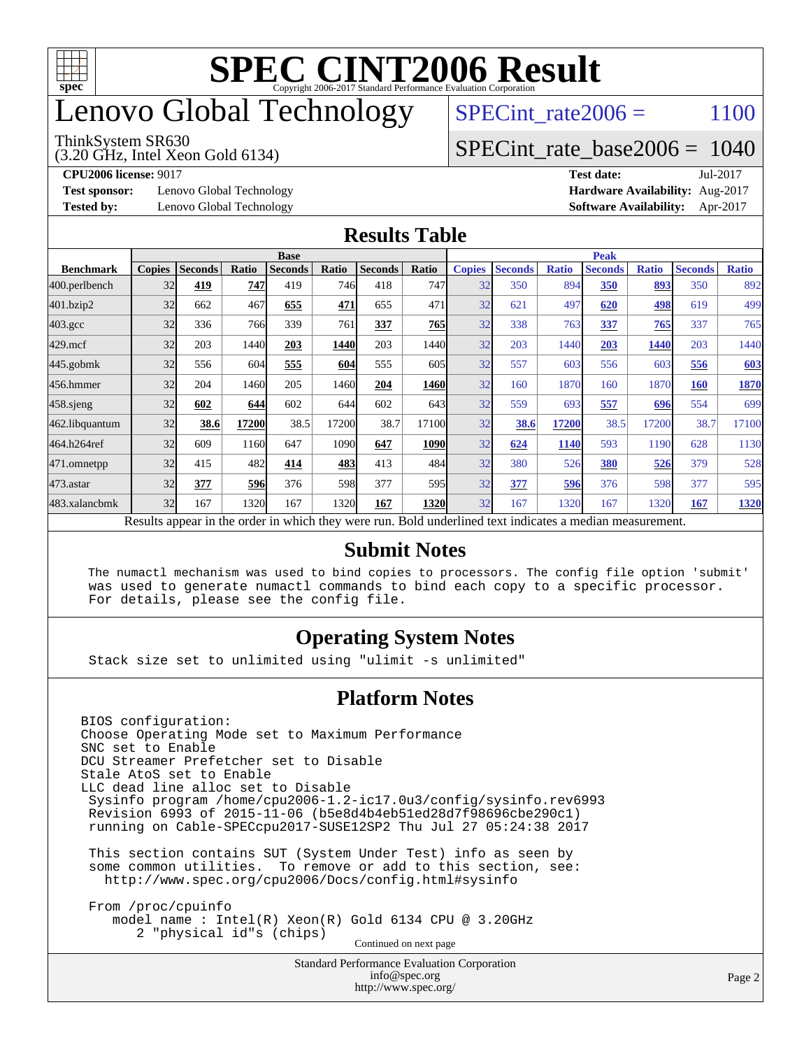# SPEC CINT2006 Result

Copyright 2006-2017 Standard Performance Evaluation Corporation

# Lenovo Global Technology

ThinkSystem SR630
(3.20 GHz, Intel Xeon Gold 6134)

SPECint_rate2006 = 1100

SPECint_rate_base2006 = 1040

**CPU2006 license:** 9017
**Test sponsor:** Lenovo Global Technology
**Tested by:** Lenovo Global Technology

**Test date:** Jul-2017
**Hardware Availability:** Aug-2017
**Software Availability:** Apr-2017

## Results Table

| Benchmark | Base | | | | | | | Peak | | | | | | |
|---|---|---|---|---|---|---|---|---|---|---|---|---|---|---|
| | Copies | Seconds | Ratio | Seconds | Ratio | Seconds | Ratio | Copies | Seconds | Ratio | Seconds | Ratio | Seconds | Ratio |
| 400.perlbench | 32 | **419** | **747** | 419 | 746 | 418 | 747 | 32 | 350 | 894 | **350** | **893** | 350 | 892 |
| 401.bzip2 | 32 | 662 | 467 | **655** | **471** | 655 | 471 | 32 | 621 | 497 | **620** | **498** | 619 | 499 |
| 403.gcc | 32 | 336 | 766 | 339 | 761 | **337** | **765** | 32 | 338 | 763 | **337** | **765** | 337 | 765 |
| 429.mcf | 32 | 203 | 1440 | **203** | **1440** | 203 | 1440 | 32 | 203 | 1440 | **203** | **1440** | 203 | 1440 |
| 445.gobmk | 32 | 556 | 604 | **555** | **604** | 555 | 605 | 32 | 557 | 603 | 556 | 603 | **556** | **603** |
| 456.hmmer | 32 | 204 | 1460 | 205 | 1460 | **204** | **1460** | 32 | 160 | 1870 | 160 | 1870 | **160** | **1870** |
| 458.sjeng | 32 | **602** | **644** | 602 | 644 | 602 | 643 | 32 | 559 | 693 | **557** | **696** | 554 | 699 |
| 462.libquantum | 32 | **38.6** | **17200** | 38.5 | 17200 | 38.7 | 17100 | 32 | **38.6** | **17200** | 38.5 | 17200 | 38.7 | 17100 |
| 464.h264ref | 32 | 609 | 1160 | 647 | 1090 | **647** | **1090** | 32 | **624** | **1140** | 593 | 1190 | 628 | 1130 |
| 471.omnetpp | 32 | 415 | 482 | **414** | **483** | 413 | 484 | 32 | 380 | 526 | **380** | **526** | 379 | 528 |
| 473.astar | 32 | **377** | **596** | 376 | 598 | 377 | 595 | 32 | **377** | **596** | 376 | 598 | 377 | 595 |
| 483.xalancbmk | 32 | 167 | 1320 | 167 | 1320 | **167** | **1320** | 32 | 167 | 1320 | 167 | 1320 | **167** | **1320** |

Results appear in the order in which they were run. Bold underlined text indicates a median measurement.

## Submit Notes

```
The numactl mechanism was used to bind copies to processors. The config file option 'submit'
was used to generate numactl commands to bind each copy to a specific processor.
For details, please see the config file.
```

## Operating System Notes

```
Stack size set to unlimited using "ulimit -s unlimited"
```

## Platform Notes

```
BIOS configuration:
Choose Operating Mode set to Maximum Performance
SNC set to Enable
DCU Streamer Prefetcher set to Disable
Stale AtoS set to Enable
LLC dead line alloc set to Disable
 Sysinfo program /home/cpu2006-1.2-ic17.0u3/config/sysinfo.rev6993
 Revision 6993 of 2015-11-06 (b5e8d4b4eb51ed28d7f98696cbe290c1)
 running on Cable-SPECcpu2017-SUSE12SP2 Thu Jul 27 05:24:38 2017

 This section contains SUT (System Under Test) info as seen by
 some common utilities.  To remove or add to this section, see:
   http://www.spec.org/cpu2006/Docs/config.html#sysinfo

 From /proc/cpuinfo
    model name : Intel(R) Xeon(R) Gold 6134 CPU @ 3.20GHz
       2 "physical id"s (chips)
```

Continued on next page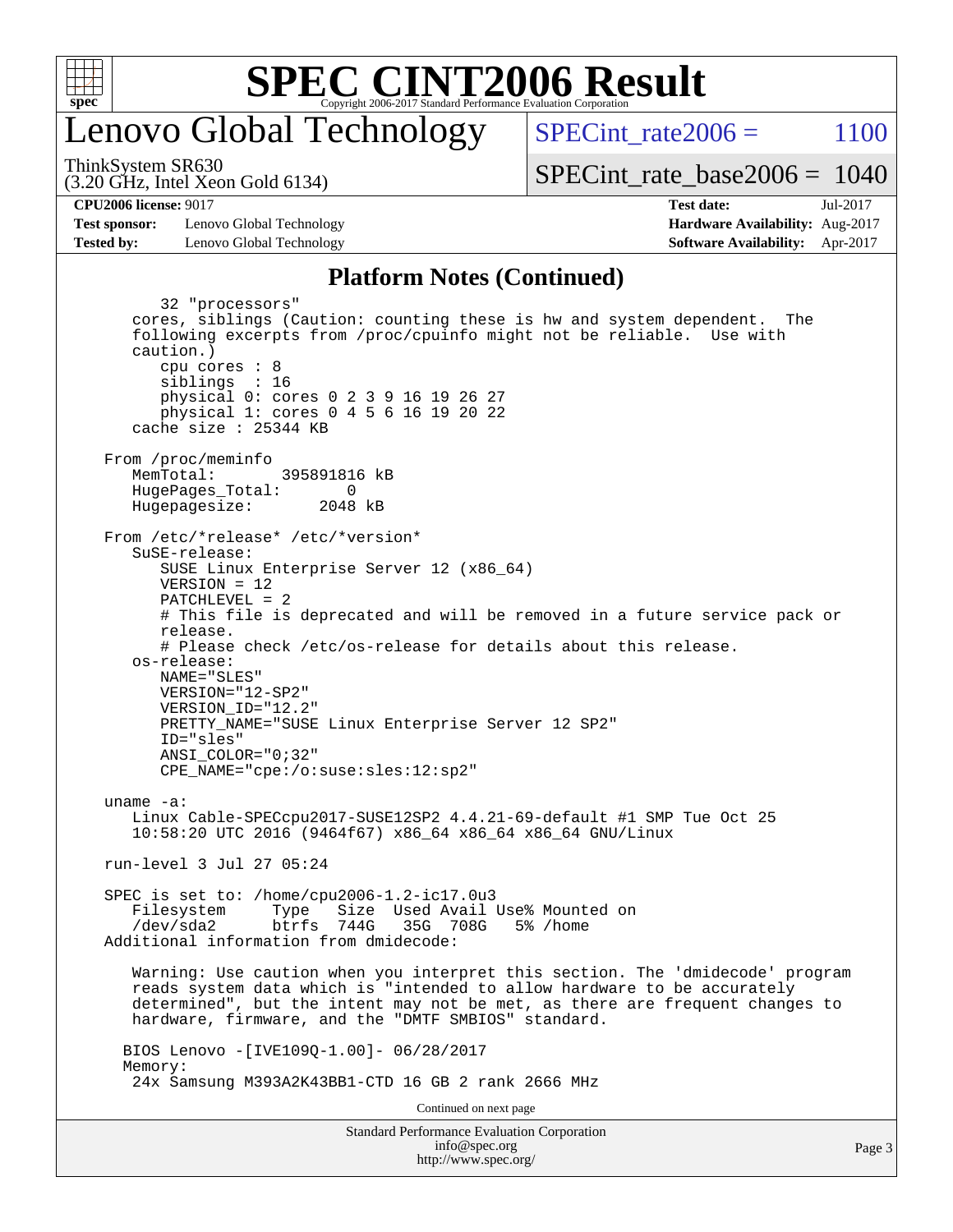## Platform Notes (Continued)

```
        32 "processors"
     cores, siblings (Caution: counting these is hw and system dependent.  The
     following excerpts from /proc/cpuinfo might not be reliable.  Use with
     caution.)
        cpu cores : 8
        siblings  : 16
        physical 0: cores 0 2 3 9 16 19 26 27
        physical 1: cores 0 4 5 6 16 19 20 22
     cache size : 25344 KB

  From /proc/meminfo
     MemTotal:       395891816 kB
     HugePages_Total:       0
     Hugepagesize:       2048 kB

  From /etc/*release* /etc/*version*
     SuSE-release:
        SUSE Linux Enterprise Server 12 (x86_64)
        VERSION = 12
        PATCHLEVEL = 2
        # This file is deprecated and will be removed in a future service pack or
        release.
        # Please check /etc/os-release for details about this release.
     os-release:
        NAME="SLES"
        VERSION="12-SP2"
        VERSION_ID="12.2"
        PRETTY_NAME="SUSE Linux Enterprise Server 12 SP2"
        ID="sles"
        ANSI_COLOR="0;32"
        CPE_NAME="cpe:/o:suse:sles:12:sp2"

  uname -a:
     Linux Cable-SPECcpu2017-SUSE12SP2 4.4.21-69-default #1 SMP Tue Oct 25
     10:58:20 UTC 2016 (9464f67) x86_64 x86_64 x86_64 GNU/Linux

  run-level 3 Jul 27 05:24

  SPEC is set to: /home/cpu2006-1.2-ic17.0u3
     Filesystem     Type   Size  Used Avail Use% Mounted on
     /dev/sda2      btrfs  744G   35G  708G   5% /home
  Additional information from dmidecode:

     Warning: Use caution when you interpret this section. The 'dmidecode' program
     reads system data which is "intended to allow hardware to be accurately
     determined", but the intent may not be met, as there are frequent changes to
     hardware, firmware, and the "DMTF SMBIOS" standard.

    BIOS Lenovo -[IVE109Q-1.00]- 06/28/2017
    Memory:
     24x Samsung M393A2K43BB1-CTD 16 GB 2 rank 2666 MHz
```

Continued on next page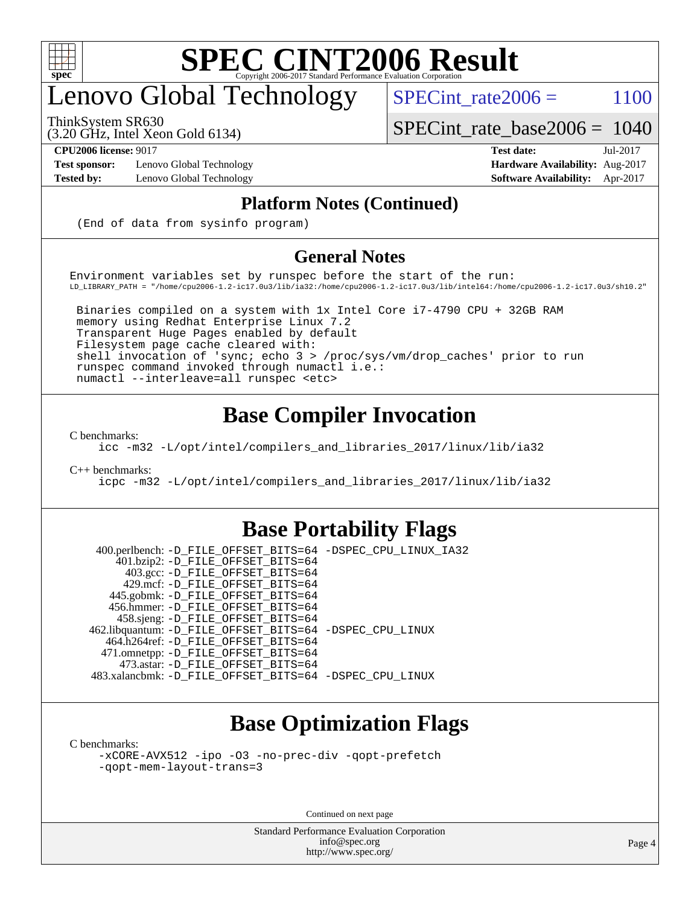# Lenovo Global Technology

ThinkSystem SR630
(3.20 GHz, Intel Xeon Gold 6134)

SPECint_rate2006 = 1100

SPECint_rate_base2006 = 1040

**CPU2006 license:** 9017
**Test sponsor:** Lenovo Global Technology
**Tested by:** Lenovo Global Technology

**Test date:** Jul-2017
**Hardware Availability:** Aug-2017
**Software Availability:** Apr-2017

## Platform Notes (Continued)

```
(End of data from sysinfo program)
```

## General Notes

```
Environment variables set by runspec before the start of the run:
LD_LIBRARY_PATH = "/home/cpu2006-1.2-ic17.0u3/lib/ia32:/home/cpu2006-1.2-ic17.0u3/lib/intel64:/home/cpu2006-1.2-ic17.0u3/sh10.2"

 Binaries compiled on a system with 1x Intel Core i7-4790 CPU + 32GB RAM
 memory using Redhat Enterprise Linux 7.2
 Transparent Huge Pages enabled by default
 Filesystem page cache cleared with:
 shell invocation of 'sync; echo 3 > /proc/sys/vm/drop_caches' prior to run
 runspec command invoked through numactl i.e.:
 numactl --interleave=all runspec <etc>
```

## Base Compiler Invocation

C benchmarks:
```
icc -m32 -L/opt/intel/compilers_and_libraries_2017/linux/lib/ia32
```

C++ benchmarks:
```
icpc -m32 -L/opt/intel/compilers_and_libraries_2017/linux/lib/ia32
```

## Base Portability Flags

```
  400.perlbench: -D_FILE_OFFSET_BITS=64 -DSPEC_CPU_LINUX_IA32
      401.bzip2: -D_FILE_OFFSET_BITS=64
        403.gcc: -D_FILE_OFFSET_BITS=64
        429.mcf: -D_FILE_OFFSET_BITS=64
      445.gobmk: -D_FILE_OFFSET_BITS=64
      456.hmmer: -D_FILE_OFFSET_BITS=64
      458.sjeng: -D_FILE_OFFSET_BITS=64
 462.libquantum: -D_FILE_OFFSET_BITS=64 -DSPEC_CPU_LINUX
    464.h264ref: -D_FILE_OFFSET_BITS=64
    471.omnetpp: -D_FILE_OFFSET_BITS=64
      473.astar: -D_FILE_OFFSET_BITS=64
 483.xalancbmk: -D_FILE_OFFSET_BITS=64 -DSPEC_CPU_LINUX
```

## Base Optimization Flags

C benchmarks:
```
-xCORE-AVX512 -ipo -O3 -no-prec-div -qopt-prefetch
-qopt-mem-layout-trans=3
```

Continued on next page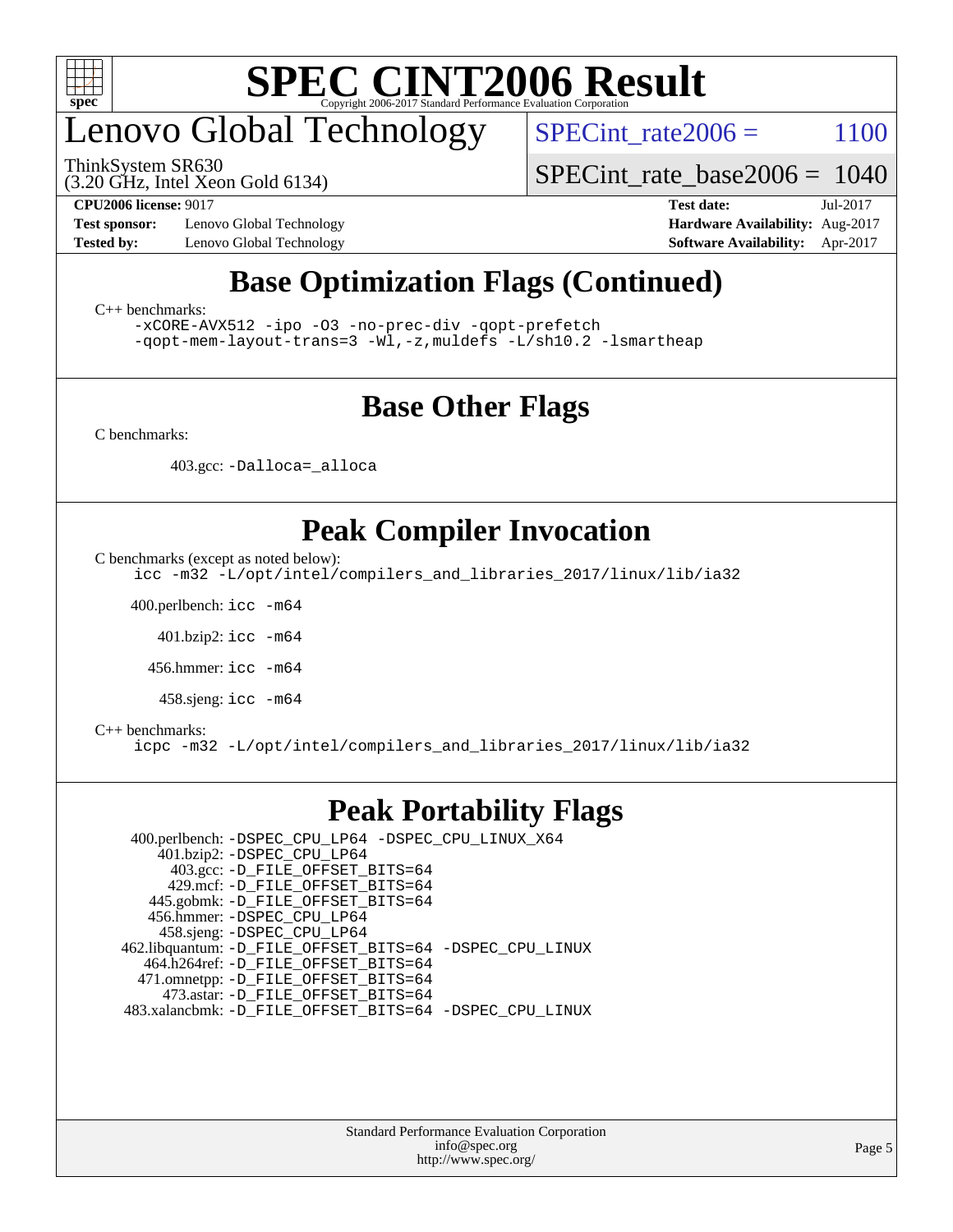## Base Optimization Flags (Continued)

C++ benchmarks:

```
-xCORE-AVX512 -ipo -O3 -no-prec-div -qopt-prefetch
-qopt-mem-layout-trans=3 -Wl,-z,muldefs -L/sh10.2 -lsmartheap
```

## Base Other Flags

C benchmarks:

403.gcc: `-Dalloca=_alloca`

## Peak Compiler Invocation

C benchmarks (except as noted below):

```
icc -m32 -L/opt/intel/compilers_and_libraries_2017/linux/lib/ia32
```

400.perlbench: `icc -m64`

401.bzip2: `icc -m64`

456.hmmer: `icc -m64`

458.sjeng: `icc -m64`

C++ benchmarks:

```
icpc -m32 -L/opt/intel/compilers_and_libraries_2017/linux/lib/ia32
```

## Peak Portability Flags

400.perlbench: `-DSPEC_CPU_LP64 -DSPEC_CPU_LINUX_X64`
401.bzip2: `-DSPEC_CPU_LP64`
403.gcc: `-D_FILE_OFFSET_BITS=64`
429.mcf: `-D_FILE_OFFSET_BITS=64`
445.gobmk: `-D_FILE_OFFSET_BITS=64`
456.hmmer: `-DSPEC_CPU_LP64`
458.sjeng: `-DSPEC_CPU_LP64`
462.libquantum: `-D_FILE_OFFSET_BITS=64 -DSPEC_CPU_LINUX`
464.h264ref: `-D_FILE_OFFSET_BITS=64`
471.omnetpp: `-D_FILE_OFFSET_BITS=64`
473.astar: `-D_FILE_OFFSET_BITS=64`
483.xalancbmk: `-D_FILE_OFFSET_BITS=64 -DSPEC_CPU_LINUX`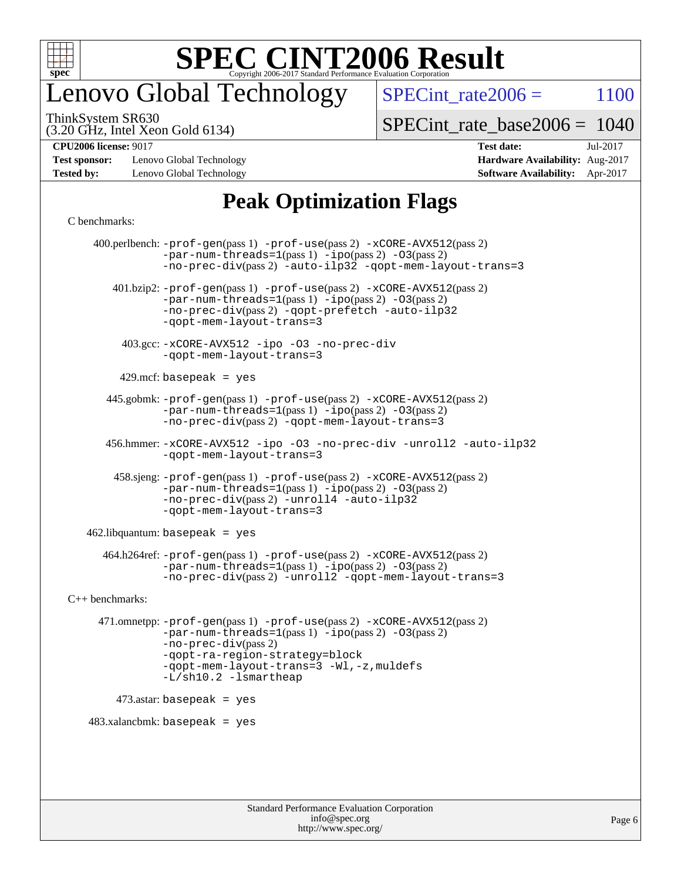# Lenovo Global Technology

ThinkSystem SR630
(3.20 GHz, Intel Xeon Gold 6134)

SPECint_rate2006 = 1100

SPECint_rate_base2006 = 1040

**CPU2006 license:** 9017
**Test sponsor:** Lenovo Global Technology
**Tested by:** Lenovo Global Technology

**Test date:** Jul-2017
**Hardware Availability:** Aug-2017
**Software Availability:** Apr-2017

## Peak Optimization Flags

C benchmarks:

400.perlbench: -prof-gen(pass 1) -prof-use(pass 2) -xCORE-AVX512(pass 2) -par-num-threads=1(pass 1) -ipo(pass 2) -O3(pass 2) -no-prec-div(pass 2) -auto-ilp32 -qopt-mem-layout-trans=3

401.bzip2: -prof-gen(pass 1) -prof-use(pass 2) -xCORE-AVX512(pass 2) -par-num-threads=1(pass 1) -ipo(pass 2) -O3(pass 2) -no-prec-div(pass 2) -qopt-prefetch -auto-ilp32 -qopt-mem-layout-trans=3

403.gcc: -xCORE-AVX512 -ipo -O3 -no-prec-div -qopt-mem-layout-trans=3

429.mcf: basepeak = yes

445.gobmk: -prof-gen(pass 1) -prof-use(pass 2) -xCORE-AVX512(pass 2) -par-num-threads=1(pass 1) -ipo(pass 2) -O3(pass 2) -no-prec-div(pass 2) -qopt-mem-layout-trans=3

456.hmmer: -xCORE-AVX512 -ipo -O3 -no-prec-div -unroll2 -auto-ilp32 -qopt-mem-layout-trans=3

458.sjeng: -prof-gen(pass 1) -prof-use(pass 2) -xCORE-AVX512(pass 2) -par-num-threads=1(pass 1) -ipo(pass 2) -O3(pass 2) -no-prec-div(pass 2) -unroll4 -auto-ilp32 -qopt-mem-layout-trans=3

462.libquantum: basepeak = yes

464.h264ref: -prof-gen(pass 1) -prof-use(pass 2) -xCORE-AVX512(pass 2) -par-num-threads=1(pass 1) -ipo(pass 2) -O3(pass 2) -no-prec-div(pass 2) -unroll2 -qopt-mem-layout-trans=3

C++ benchmarks:

471.omnetpp: -prof-gen(pass 1) -prof-use(pass 2) -xCORE-AVX512(pass 2) -par-num-threads=1(pass 1) -ipo(pass 2) -O3(pass 2) -no-prec-div(pass 2) -qopt-ra-region-strategy=block -qopt-mem-layout-trans=3 -Wl,-z,muldefs -L/sh10.2 -lsmartheap

473.astar: basepeak = yes

483.xalancbmk: basepeak = yes

Standard Performance Evaluation Corporation
info@spec.org
http://www.spec.org/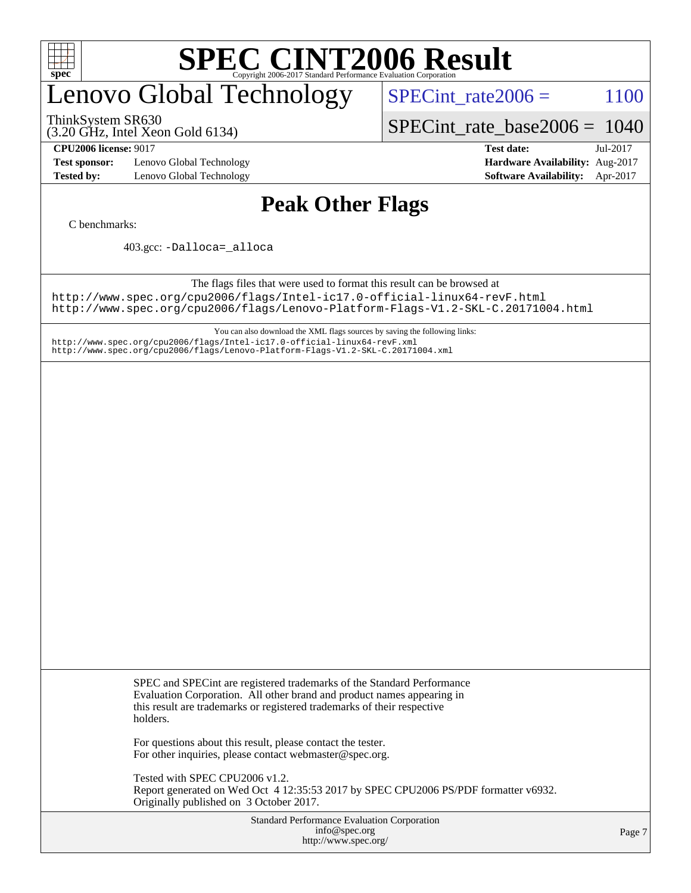# Peak Other Flags

C benchmarks:

403.gcc: `-Dalloca=_alloca`

The flags files that were used to format this result can be browsed at
http://www.spec.org/cpu2006/flags/Intel-ic17.0-official-linux64-revF.html
http://www.spec.org/cpu2006/flags/Lenovo-Platform-Flags-V1.2-SKL-C.20171004.html

You can also download the XML flags sources by saving the following links:
http://www.spec.org/cpu2006/flags/Intel-ic17.0-official-linux64-revF.xml
http://www.spec.org/cpu2006/flags/Lenovo-Platform-Flags-V1.2-SKL-C.20171004.xml

SPEC and SPECint are registered trademarks of the Standard Performance Evaluation Corporation. All other brand and product names appearing in this result are trademarks or registered trademarks of their respective holders.

For questions about this result, please contact the tester.
For other inquiries, please contact webmaster@spec.org.

Tested with SPEC CPU2006 v1.2.
Report generated on Wed Oct 4 12:35:53 2017 by SPEC CPU2006 PS/PDF formatter v6932.
Originally published on 3 October 2017.